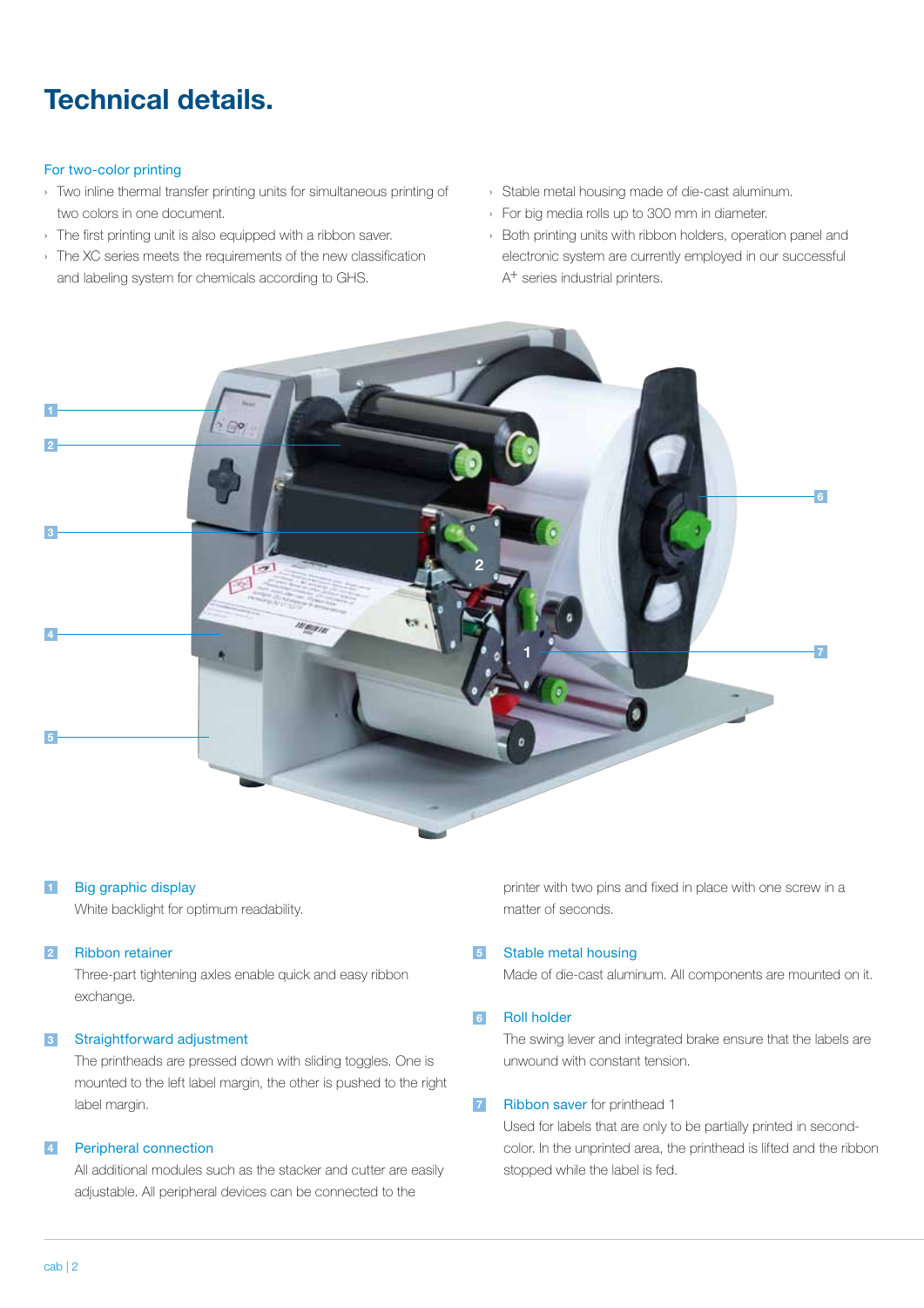# Technical details.

## For two-color printing

- Two inline thermal transfer printing units for simultaneous printing of two colors in one document.
- The first printing unit is also equipped with a ribbon saver.
- The XC series meets the requirements of the new classification and labeling system for chemicals according to GHS.
- Stable metal housing made of die-cast aluminum.
- For big media rolls up to 300 mm in diameter.
- Both printing units with ribbon holders, operation panel and electronic system are currently employed in our successful A+ series industrial printers.

**1 Big graphic display**
White backlight for optimum readability.

**2 Ribbon retainer**
Three-part tightening axles enable quick and easy ribbon exchange.

**3 Straightforward adjustment**
The printheads are pressed down with sliding toggles. One is mounted to the left label margin, the other is pushed to the right label margin.

**4 Peripheral connection**
All additional modules such as the stacker and cutter are easily adjustable. All peripheral devices can be connected to the printer with two pins and fixed in place with one screw in a matter of seconds.

**5 Stable metal housing**
Made of die-cast aluminum. All components are mounted on it.

**6 Roll holder**
The swing lever and integrated brake ensure that the labels are unwound with constant tension.

**7 Ribbon saver** for printhead 1
Used for labels that are only to be partially printed in second-color. In the unprinted area, the printhead is lifted and the ribbon stopped while the label is fed.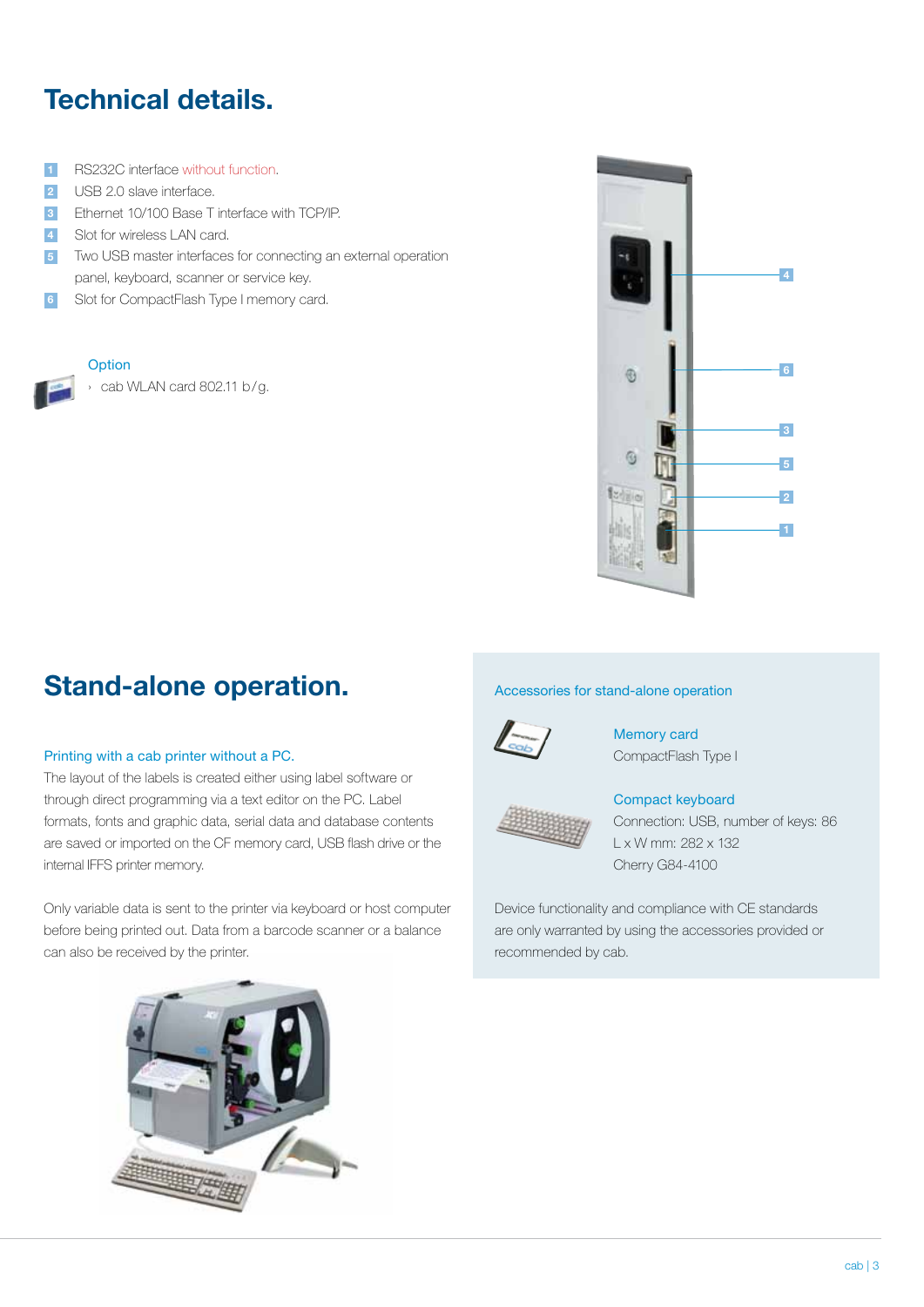# Technical details.

1. RS232C interface without function.
2. USB 2.0 slave interface.
3. Ethernet 10/100 Base T interface with TCP/IP.
4. Slot for wireless LAN card.
5. Two USB master interfaces for connecting an external operation panel, keyboard, scanner or service key.
6. Slot for CompactFlash Type I memory card.

Option

› cab WLAN card 802.11 b/g.

# Stand-alone operation.

Printing with a cab printer without a PC.

The layout of the labels is created either using label software or through direct programming via a text editor on the PC. Label formats, fonts and graphic data, serial data and database contents are saved or imported on the CF memory card, USB flash drive or the internal IFFS printer memory.

Only variable data is sent to the printer via keyboard or host computer before being printed out. Data from a barcode scanner or a balance can also be received by the printer.

## Accessories for stand-alone operation

**Memory card**

CompactFlash Type I

**Compact keyboard**

Connection: USB, number of keys: 86

L x W mm: 282 x 132

Cherry G84-4100

Device functionality and compliance with CE standards are only warranted by using the accessories provided or recommended by cab.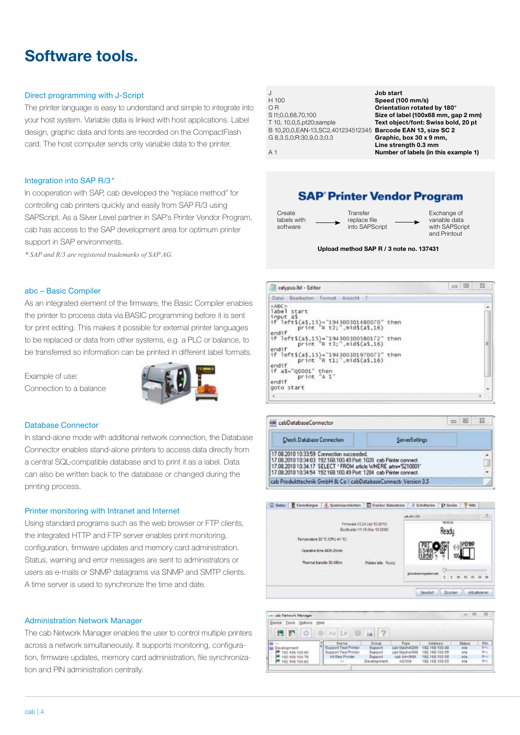# Software tools.

## Direct programming with J-Script

The printer language is easy to understand and simple to integrate into your host system. Variable data is linked with host applications. Label design, graphic data and fonts are recorded on the CompactFlash card. The host computer sends only variable data to the printer.

| | |
|---|---|
| J | **Job start** |
| H 100 | **Speed (100 mm/s)** |
| O R | **Orientation rotated by 180°** |
| S l1;0,0,68,70,100 | **Size of label (100x68 mm, gap 2 mm)** |
| T 10, 10,0,5,pt20;sample | **Text object/font: Swiss bold, 20 pt** |
| B 10,20,0,EAN-13,SC2,401234512345 | **Barcode EAN 13, size SC 2** |
| G 8,3.5,0;R:30,9,0.3;0.3 | **Graphic, box 30 x 9 mm,** |
| | **Line strength 0.3 mm** |
| A 1 | **Number of labels (in this example 1)** |

## Integration into SAP R/3*

In cooperation with SAP, cab developed the "replace method" for controlling cab printers quickly and easily from SAP R/3 using SAPScript. As a Silver Level partner in SAP's Printer Vendor Program, cab has access to the SAP development area for optimum printer support in SAP environments.

*\* SAP and R/3 are registered trademarks of SAP AG.*

**SAP® Printer Vendor Program**

Create labels with software → Transfer replace file into SAPScript → Exchange of variable data with SAPScript and Printout

**Upload method SAP R / 3 note no. 137431**

## abc – Basic Compiler

As an integrated element of the firmware, the Basic Compiler enables the printer to process data via BASIC programming before it is sent for print editing. This makes it possible for external printer languages to be replaced or data from other systems, e.g. a PLC or balance, to be transferred so information can be printed in different label formats.

Example of use:
Connection to a balance

```
<ABC>
label start
input a$
if left$(a$,15)="194300301480070" then
      print "R t2;",mid$(a$,16)
endif
if left$(a$,15)="194300300580172" then
      print "R t3;",mid$(a$,16)
endif
if left$(a$,15)="194300301970073" then
      print "R t1;",mid$(a$,16)
endif
if a$="Q0001" then
      print "A 1"
endif
goto start
```

## Database Connector

In stand-alone mode with additional network connection, the Database Connector enables stand-alone printers to access data directly from a central SQL-compatible database and to print it as a label. Data can also be written back to the database or changed during the printing process.

## Printer monitoring with Intranet and Internet

Using standard programs such as the web browser or FTP clients, the integrated HTTP and FTP server enables print monitoring, configuration, firmware updates and memory card administration. Status, warning and error messages are sent to administrators or users as e-mails or SNMP datagrams via SNMP and SMTP clients. A time server is used to synchronize the time and date.

## Administration Network Manager

The cab Network Manager enables the user to control multiple printers across a network simultaneously. It supports monitoring, configuration, firmware updates, memory card administration, file synchronization and PIN administration centrally.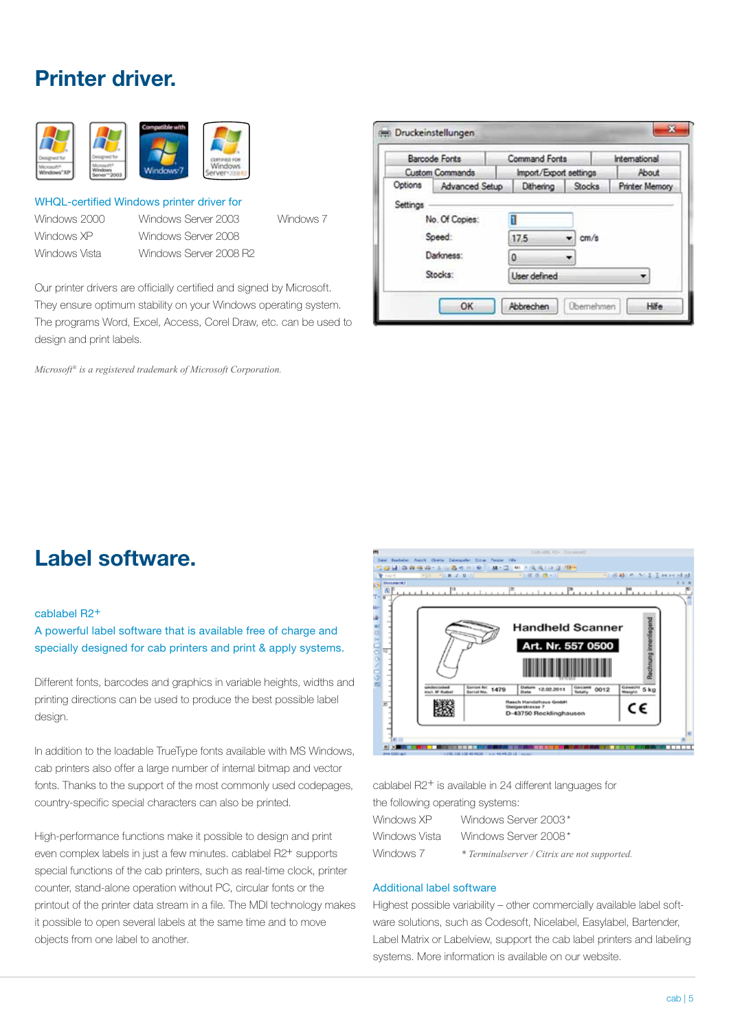# Printer driver.

WHQL-certified Windows printer driver for

| | | |
|---|---|---|
| Windows 2000 | Windows Server 2003 | Windows 7 |
| Windows XP | Windows Server 2008 | |
| Windows Vista | Windows Server 2008 R2 | |

Our printer drivers are officially certified and signed by Microsoft. They ensure optimum stability on your Windows operating system. The programs Word, Excel, Access, Corel Draw, etc. can be used to design and print labels.

*Microsoft® is a registered trademark of Microsoft Corporation.*

# Label software.

cablabel R2+

A powerful label software that is available free of charge and specially designed for cab printers and print & apply systems.

Different fonts, barcodes and graphics in variable heights, widths and printing directions can be used to produce the best possible label design.

In addition to the loadable TrueType fonts available with MS Windows, cab printers also offer a large number of internal bitmap and vector fonts. Thanks to the support of the most commonly used codepages, country-specific special characters can also be printed.

High-performance functions make it possible to design and print even complex labels in just a few minutes. cablabel R2+ supports special functions of the cab printers, such as real-time clock, printer counter, stand-alone operation without PC, circular fonts or the printout of the printer data stream in a file. The MDI technology makes it possible to open several labels at the same time and to move objects from one label to another.

cablabel R2+ is available in 24 different languages for the following operating systems:

| | |
|---|---|
| Windows XP | Windows Server 2003* |
| Windows Vista | Windows Server 2008* |
| Windows 7 | *\* Terminalserver / Citrix are not supported.* |

Additional label software

Highest possible variability – other commercially available label software solutions, such as Codesoft, Nicelabel, Easylabel, Bartender, Label Matrix or Labelview, support the cab label printers and labeling systems. More information is available on our website.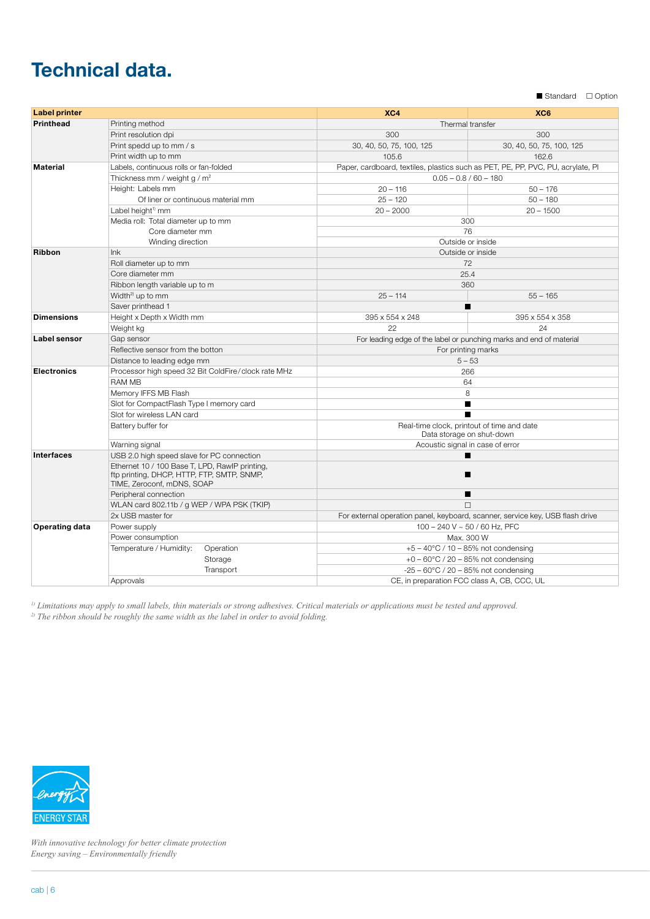# Technical data.

■ Standard  □ Option

| Label printer | | XC4 | XC6 |
|---|---|---|---|
| **Printhead** | Printing method | Thermal transfer | |
| | Print resolution dpi | 300 | 300 |
| | Print spedd up to mm / s | 30, 40, 50, 75, 100, 125 | 30, 40, 50, 75, 100, 125 |
| | Print width up to mm | 105.6 | 162.6 |
| **Material** | Labels, continuous rolls or fan-folded | Paper, cardboard, textiles, plastics such as PET, PE, PP, PVC, PU, acrylate, PI | |
| | Thickness mm / weight g / m² | 0.05 – 0.8 / 60 – 180 | |
| | Height: Labels mm | 20 – 116 | 50 – 176 |
| | Of liner or continuous material mm | 25 – 120 | 50 – 180 |
| | Label height[1] mm | 20 – 2000 | 20 – 1500 |
| | Media roll: Total diameter up to mm | 300 | |
| | Core diameter mm | 76 | |
| | Winding direction | Outside or inside | |
| **Ribbon** | Ink | Outside or inside | |
| | Roll diameter up to mm | 72 | |
| | Core diameter mm | 25.4 | |
| | Ribbon length variable up to m | 360 | |
| | Width[2] up to mm | 25 – 114 | 55 – 165 |
| | Saver printhead 1 | ■ | |
| **Dimensions** | Height x Depth x Width mm | 395 x 554 x 248 | 395 x 554 x 358 |
| | Weight kg | 22 | 24 |
| **Label sensor** | Gap sensor | For leading edge of the label or punching marks and end of material | |
| | Reflective sensor from the botton | For printing marks | |
| | Distance to leading edge mm | 5 – 53 | |
| **Electronics** | Processor high speed 32 Bit ColdFire/clock rate MHz | 266 | |
| | RAM MB | 64 | |
| | Memory IFFS MB Flash | 8 | |
| | Slot for CompactFlash Type I memory card | ■ | |
| | Slot for wireless LAN card | ■ | |
| | Battery buffer for | Real-time clock, printout of time and date<br>Data storage on shut-down | |
| | Warning signal | Acoustic signal in case of error | |
| **Interfaces** | USB 2.0 high speed slave for PC connection | ■ | |
| | Ethernet 10 / 100 Base T, LPD, RawIP printing, ftp printing, DHCP, HTTP, FTP, SMTP, SNMP, TIME, Zeroconf, mDNS, SOAP | ■ | |
| | Peripheral connection | ■ | |
| | WLAN card 802.11b / g WEP / WPA PSK (TKIP) | □ | |
| | 2x USB master for | For external operation panel, keyboard, scanner, service key, USB flash drive | |
| **Operating data** | Power supply | 100 – 240 V ~ 50 / 60 Hz, PFC | |
| | Power consumption | Max. 300 W | |
| | Temperature / Humidity: Operation | +5 – 40°C / 10 – 85% not condensing | |
| | Storage | +0 – 60°C / 20 – 85% not condensing | |
| | Transport | -25 – 60°C / 20 – 85% not condensing | |
| | Approvals | CE, in preparation FCC class A, CB, CCC, UL | |

*[1] Limitations may apply to small labels, thin materials or strong adhesives. Critical materials or applications must be tested and approved.*
*[2] The ribbon should be roughly the same width as the label in order to avoid folding.*

ENERGY STAR

*With innovative technology for better climate protection*
*Energy saving – Environmentally friendly*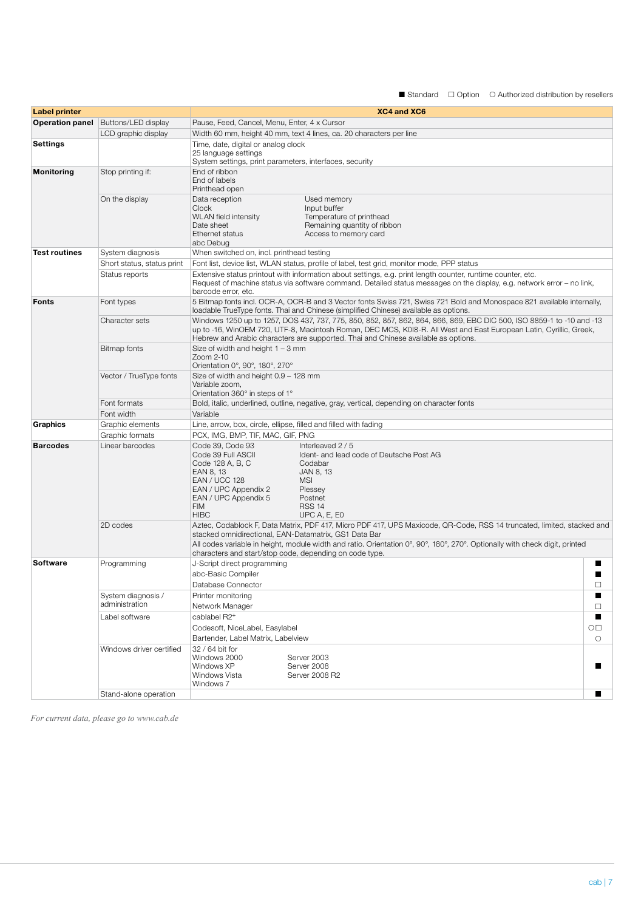■ Standard ☐ Option ○ Authorized distribution by resellers

| Label printer | | XC4 and XC6 | |
|---|---|---|---|
| **Operation panel** | Buttons/LED display | Pause, Feed, Cancel, Menu, Enter, 4 x Cursor | |
| | LCD graphic display | Width 60 mm, height 40 mm, text 4 lines, ca. 20 characters per line | |
| **Settings** | | Time, date, digital or analog clock<br>25 language settings<br>System settings, print parameters, interfaces, security | |
| **Monitoring** | Stop printing if: | End of ribbon<br>End of labels<br>Printhead open | |
| | On the display | Data reception<br>Clock<br>WLAN field intensity<br>Date sheet<br>Ethernet status<br>abc Debug<br>Used memory<br>Input buffer<br>Temperature of printhead<br>Remaining quantity of ribbon<br>Access to memory card | |
| **Test routines** | System diagnosis | When switched on, incl. printhead testing | |
| | Short status, status print | Font list, device list, WLAN status, profile of label, test grid, monitor mode, PPP status | |
| | Status reports | Extensive status printout with information about settings, e.g. print length counter, runtime counter, etc.<br>Request of machine status via software command. Detailed status messages on the display, e.g. network error – no link, barcode error, etc. | |
| **Fonts** | Font types | 5 Bitmap fonts incl. OCR-A, OCR-B and 3 Vector fonts Swiss 721, Swiss 721 Bold and Monospace 821 available internally, loadable TrueType fonts. Thai and Chinese (simplified Chinese) available as options. | |
| | Character sets | Windows 1250 up to 1257, DOS 437, 737, 775, 850, 852, 857, 862, 864, 866, 869, EBC DIC 500, ISO 8859-1 to -10 and -13 up to -16, WinOEM 720, UTF-8, Macintosh Roman, DEC MCS, K0I8-R. All West and East European Latin, Cyrillic, Greek, Hebrew and Arabic characters are supported. Thai and Chinese available as options. | |
| | Bitmap fonts | Size of width and height 1 – 3 mm<br>Zoom 2-10<br>Orientation 0°, 90°, 180°, 270° | |
| | Vector / TrueType fonts | Size of width and height 0.9 – 128 mm<br>Variable zoom,<br>Orientation 360° in steps of 1° | |
| | Font formats | Bold, italic, underlined, outline, negative, gray, vertical, depending on character fonts | |
| | Font width | Variable | |
| **Graphics** | Graphic elements | Line, arrow, box, circle, ellipse, filled and filled with fading | |
| | Graphic formats | PCX, IMG, BMP, TIF, MAC, GIF, PNG | |
| **Barcodes** | Linear barcodes | Code 39, Code 93<br>Code 39 Full ASCII<br>Code 128 A, B, C<br>EAN 8, 13<br>EAN / UCC 128<br>EAN / UPC Appendix 2<br>EAN / UPC Appendix 5<br>FIM<br>HIBC<br>Interleaved 2 / 5<br>Ident- and lead code of Deutsche Post AG<br>Codabar<br>JAN 8, 13<br>MSI<br>Plessey<br>Postnet<br>RSS 14<br>UPC A, E, E0 | |
| | 2D codes | Aztec, Codablock F, Data Matrix, PDF 417, Micro PDF 417, UPS Maxicode, QR-Code, RSS 14 truncated, limited, stacked and stacked omnidirectional, EAN-Datamatrix, GS1 Data Bar | |
| | | All codes variable in height, module width and ratio. Orientation 0°, 90°, 180°, 270°. Optionally with check digit, printed characters and start/stop code, depending on code type. | |
| **Software** | Programming | J-Script direct programming | ■ |
| | | abc-Basic Compiler | ■ |
| | | Database Connector | ☐ |
| | System diagnosis / administration | Printer monitoring | ■ |
| | | Network Manager | ☐ |
| | Label software | cablabel R2+ | ■ |
| | | Codesoft, NiceLabel, Easylabel | ○☐ |
| | | Bartender, Label Matrix, Labelview | ○ |
| | Windows driver certified | 32 / 64 bit for<br>Windows 2000<br>Windows XP<br>Windows Vista<br>Windows 7<br>Server 2003<br>Server 2008<br>Server 2008 R2 | ■ |
| | Stand-alone operation | | ■ |

*For current data, please go to www.cab.de*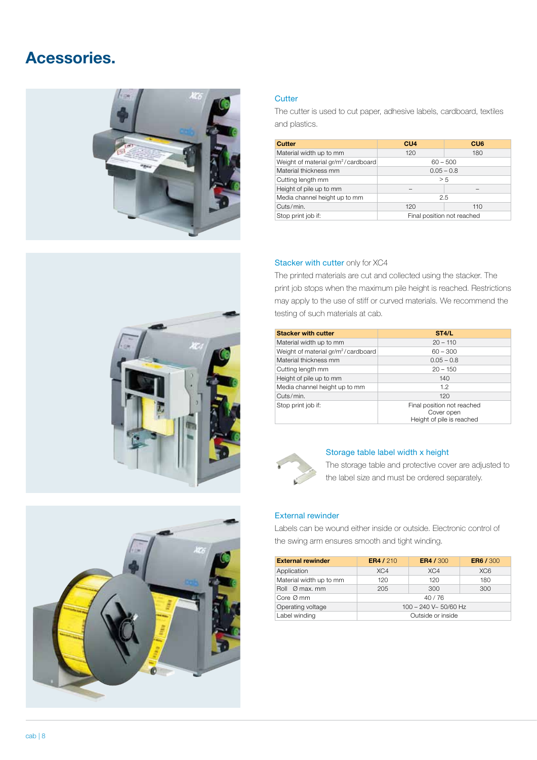# Acessories.

## Cutter

The cutter is used to cut paper, adhesive labels, cardboard, textiles and plastics.

| Cutter | CU4 | CU6 |
|---|---|---|
| Material width up to mm | 120 | 180 |
| Weight of material gr/m²/cardboard | 60 – 500 | |
| Material thickness mm | 0.05 – 0.8 | |
| Cutting length mm | > 5 | |
| Height of pile up to mm | – | – |
| Media channel height up to mm | 2.5 | |
| Cuts/min. | 120 | 110 |
| Stop print job if: | Final position not reached | |

## Stacker with cutter only for XC4

The printed materials are cut and collected using the stacker. The print job stops when the maximum pile height is reached. Restrictions may apply to the use of stiff or curved materials. We recommend the testing of such materials at cab.

| Stacker with cutter | ST4/L |
|---|---|
| Material width up to mm | 20 – 110 |
| Weight of material gr/m²/cardboard | 60 – 300 |
| Material thickness mm | 0.05 – 0.8 |
| Cutting length mm | 20 – 150 |
| Height of pile up to mm | 140 |
| Media channel height up to mm | 1.2 |
| Cuts/min. | 120 |
| Stop print job if: | Final position not reached<br>Cover open<br>Height of pile is reached |

## Storage table label width x height

The storage table and protective cover are adjusted to the label size and must be ordered separately.

## External rewinder

Labels can be wound either inside or outside. Electronic control of the swing arm ensures smooth and tight winding.

| External rewinder | ER4 / 210 | ER4 / 300 | ER6 / 300 |
|---|---|---|---|
| Application | XC4 | XC4 | XC6 |
| Material width up to mm | 120 | 120 | 180 |
| Roll Ø max. mm | 205 | 300 | 300 |
| Core Ø mm | 40 / 76 | | |
| Operating voltage | 100 – 240 V~ 50/60 Hz | | |
| Label winding | Outside or inside | | |